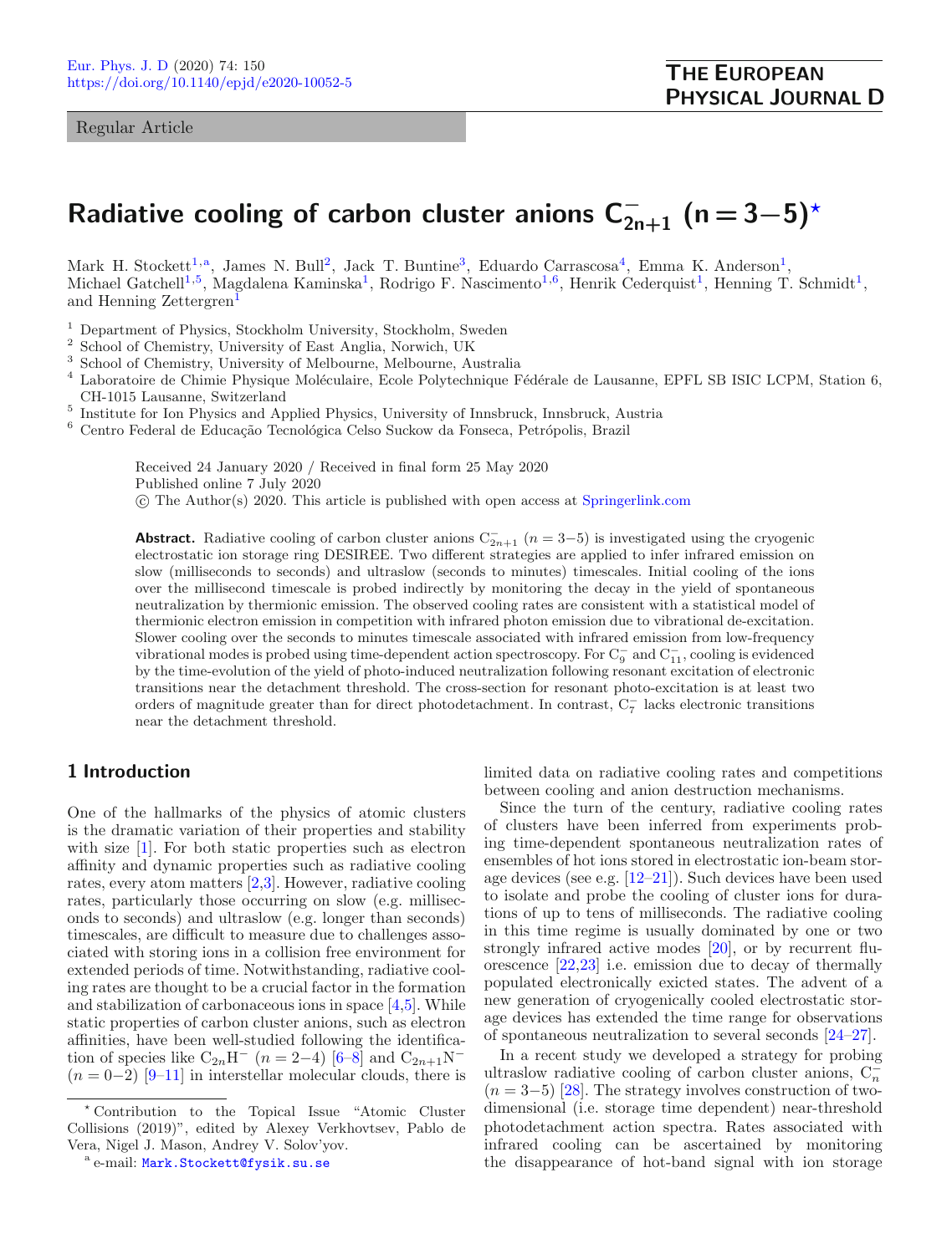Regular Article

# Radiative cooling of carbon cluster anions $C_{2n+1}^-$ (n = 3−5)*

Mark H. Stockett[1,a], James N. Bull[2], Jack T. Buntine[3], Eduardo Carrascosa[4], Emma K. Anderson[1], Michael Gatchell[1,5], Magdalena Kaminska[1], Rodrigo F. Nascimento[1,6], Henrik Cederquist[1], Henning T. Schmidt[1], and Henning Zettergren[1]

[1] Department of Physics, Stockholm University, Stockholm, Sweden
[2] School of Chemistry, University of East Anglia, Norwich, UK
[3] School of Chemistry, University of Melbourne, Melbourne, Australia
[4] Laboratoire de Chimie Physique Moléculaire, Ecole Polytechnique Fédérale de Lausanne, EPFL SB ISIC LCPM, Station 6, CH-1015 Lausanne, Switzerland
[5] Institute for Ion Physics and Applied Physics, University of Innsbruck, Innsbruck, Austria
[6] Centro Federal de Educação Tecnológica Celso Suckow da Fonseca, Petrópolis, Brazil

Received 24 January 2020 / Received in final form 25 May 2020
Published online 7 July 2020
© The Author(s) 2020. This article is published with open access at Springerlink.com

**Abstract.** Radiative cooling of carbon cluster anions $C_{2n+1}^-$ ($n = 3-5$) is investigated using the cryogenic electrostatic ion storage ring DESIREE. Two different strategies are applied to infer infrared emission on slow (milliseconds to seconds) and ultraslow (seconds to minutes) timescales. Initial cooling of the ions over the millisecond timescale is probed indirectly by monitoring the decay in the yield of spontaneous neutralization by thermionic emission. The observed cooling rates are consistent with a statistical model of thermionic electron emission in competition with infrared photon emission due to vibrational de-excitation. Slower cooling over the seconds to minutes timescale associated with infrared emission from low-frequency vibrational modes is probed using time-dependent action spectroscopy. For $C_9^-$ and $C_{11}^-$, cooling is evidenced by the time-evolution of the yield of photo-induced neutralization following resonant excitation of electronic transitions near the detachment threshold. The cross-section for resonant photo-excitation is at least two orders of magnitude greater than for direct photodetachment. In contrast, $C_7^-$ lacks electronic transitions near the detachment threshold.

## 1 Introduction

One of the hallmarks of the physics of atomic clusters is the dramatic variation of their properties and stability with size [1]. For both static properties such as electron affinity and dynamic properties such as radiative cooling rates, every atom matters [2,3]. However, radiative cooling rates, particularly those occurring on slow (e.g. milliseconds to seconds) and ultraslow (e.g. longer than seconds) timescales, are difficult to measure due to challenges associated with storing ions in a collision free environment for extended periods of time. Notwithstanding, radiative cooling rates are thought to be a crucial factor in the formation and stabilization of carbonaceous ions in space [4,5]. While static properties of carbon cluster anions, such as electron affinities, have been well-studied following the identification of species like $C_{2n}H^-$ ($n = 2-4$) [6–8] and $C_{2n+1}N^-$ ($n = 0-2$) [9–11] in interstellar molecular clouds, there is limited data on radiative cooling rates and competitions between cooling and anion destruction mechanisms.

Since the turn of the century, radiative cooling rates of clusters have been inferred from experiments probing time-dependent spontaneous neutralization rates of ensembles of hot ions stored in electrostatic ion-beam storage devices (see e.g. [12–21]). Such devices have been used to isolate and probe the cooling of cluster ions for durations of up to tens of milliseconds. The radiative cooling in this time regime is usually dominated by one or two strongly infrared active modes [20], or by recurrent fluorescence [22,23] i.e. emission due to decay of thermally populated electronically exicted states. The advent of a new generation of cryogenically cooled electrostatic storage devices has extended the time range for observations of spontaneous neutralization to several seconds [24–27].

In a recent study we developed a strategy for probing ultraslow radiative cooling of carbon cluster anions, $C_n^-$ ($n = 3-5$) [28]. The strategy involves construction of two-dimensional (i.e. storage time dependent) near-threshold photodetachment action spectra. Rates associated with infrared cooling can be ascertained by monitoring the disappearance of hot-band signal with ion storage

* Contribution to the Topical Issue “Atomic Cluster Collisions (2019)”, edited by Alexey Verkhovtsev, Pablo de Vera, Nigel J. Mason, Andrey V. Solov’yov.

[a] e-mail: Mark.Stockett@fysik.su.se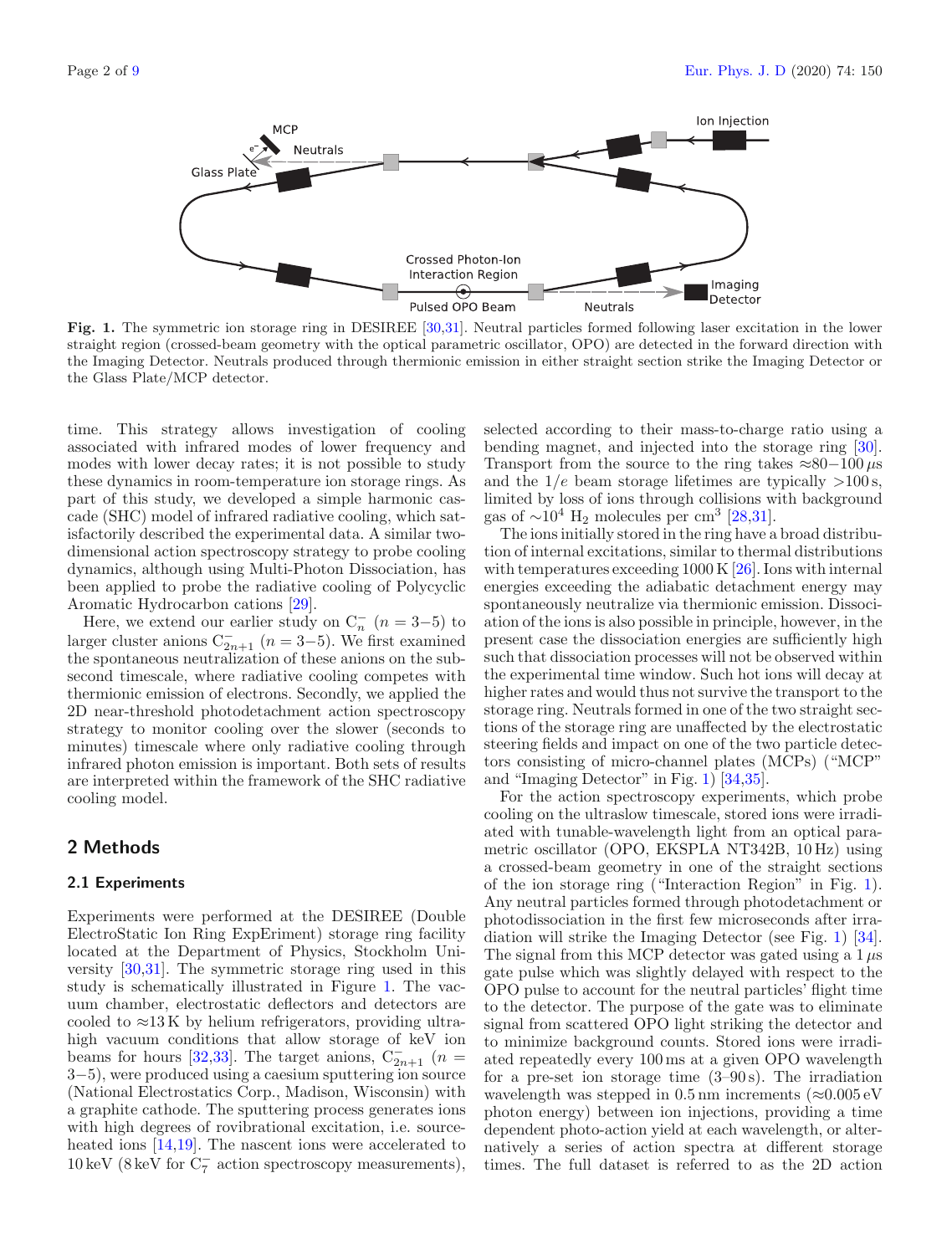MCP

Neutrals

Glass Plate

Ion Injection

Crossed Photon-Ion Interaction Region

Pulsed OPO Beam

Neutrals

Imaging Detector

**Fig. 1.** The symmetric ion storage ring in DESIREE [30,31]. Neutral particles formed following laser excitation in the lower straight region (crossed-beam geometry with the optical parametric oscillator, OPO) are detected in the forward direction with the Imaging Detector. Neutrals produced through thermionic emission in either straight section strike the Imaging Detector or the Glass Plate/MCP detector.

time. This strategy allows investigation of cooling associated with infrared modes of lower frequency and modes with lower decay rates; it is not possible to study these dynamics in room-temperature ion storage rings. As part of this study, we developed a simple harmonic cascade (SHC) model of infrared radiative cooling, which satisfactorily described the experimental data. A similar two-dimensional action spectroscopy strategy to probe cooling dynamics, although using Multi-Photon Dissociation, has been applied to probe the radiative cooling of Polycyclic Aromatic Hydrocarbon cations [29].

Here, we extend our earlier study on $C_n^-$ ($n = 3$–$5$) to larger cluster anions $C_{2n+1}^-$ ($n = 3$–$5$). We first examined the spontaneous neutralization of these anions on the subsecond timescale, where radiative cooling competes with thermionic emission of electrons. Secondly, we applied the 2D near-threshold photodetachment action spectroscopy strategy to monitor cooling over the slower (seconds to minutes) timescale where only radiative cooling through infrared photon emission is important. Both sets of results are interpreted within the framework of the SHC radiative cooling model.

## 2 Methods

### 2.1 Experiments

Experiments were performed at the DESIREE (Double ElectroStatic Ion Ring ExpEriment) storage ring facility located at the Department of Physics, Stockholm University [30,31]. The symmetric storage ring used in this study is schematically illustrated in Figure 1. The vacuum chamber, electrostatic deflectors and detectors are cooled to ≈13 K by helium refrigerators, providing ultra-high vacuum conditions that allow storage of keV ion beams for hours [32,33]. The target anions, $C_{2n+1}^-$ ($n =$ 3–5), were produced using a caesium sputtering ion source (National Electrostatics Corp., Madison, Wisconsin) with a graphite cathode. The sputtering process generates ions with high degrees of rovibrational excitation, i.e. source-heated ions [14,19]. The nascent ions were accelerated to 10 keV (8 keV for $C_7^-$ action spectroscopy measurements), selected according to their mass-to-charge ratio using a bending magnet, and injected into the storage ring [30]. Transport from the source to the ring takes ≈80–100 μs and the $1/e$ beam storage lifetimes are typically >100 s, limited by loss of ions through collisions with background gas of $\sim 10^4$ $H_2$ molecules per $cm^3$ [28,31].

The ions initially stored in the ring have a broad distribution of internal excitations, similar to thermal distributions with temperatures exceeding 1000 K [26]. Ions with internal energies exceeding the adiabatic detachment energy may spontaneously neutralize via thermionic emission. Dissociation of the ions is also possible in principle, however, in the present case the dissociation energies are sufficiently high such that dissociation processes will not be observed within the experimental time window. Such hot ions will decay at higher rates and would thus not survive the transport to the storage ring. Neutrals formed in one of the two straight sections of the storage ring are unaffected by the electrostatic steering fields and impact on one of the two particle detectors consisting of micro-channel plates (MCPs) ("MCP" and "Imaging Detector" in Fig. 1) [34,35].

For the action spectroscopy experiments, which probe cooling on the ultraslow timescale, stored ions were irradiated with tunable-wavelength light from an optical parametric oscillator (OPO, EKSPLA NT342B, 10 Hz) using a crossed-beam geometry in one of the straight sections of the ion storage ring ("Interaction Region" in Fig. 1). Any neutral particles formed through photodetachment or photodissociation in the first few microseconds after irradiation will strike the Imaging Detector (see Fig. 1) [34]. The signal from this MCP detector was gated using a 1 μs gate pulse which was slightly delayed with respect to the OPO pulse to account for the neutral particles' flight time to the detector. The purpose of the gate was to eliminate signal from scattered OPO light striking the detector and to minimize background counts. Stored ions were irradiated repeatedly every 100 ms at a given OPO wavelength for a pre-set ion storage time (3–90 s). The irradiation wavelength was stepped in 0.5 nm increments (≈0.005 eV photon energy) between ion injections, providing a time dependent photo-action yield at each wavelength, or alternatively a series of action spectra at different storage times. The full dataset is referred to as the 2D action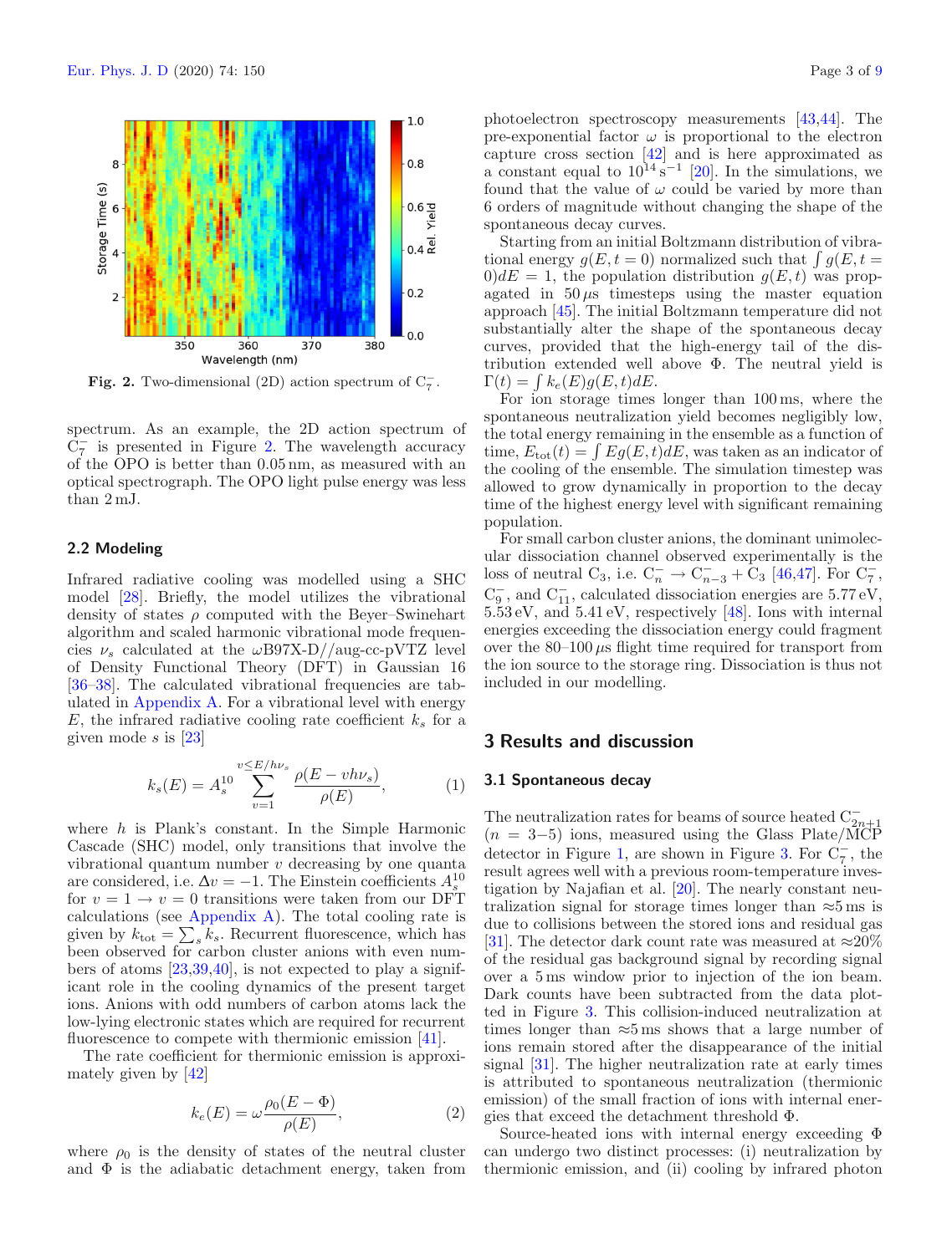Fig. 2. Two-dimensional (2D) action spectrum of $C_7^-$.

spectrum. As an example, the 2D action spectrum of $C_7^-$ is presented in Figure 2. The wavelength accuracy of the OPO is better than 0.05 nm, as measured with an optical spectrograph. The OPO light pulse energy was less than 2 mJ.

### 2.2 Modeling

Infrared radiative cooling was modelled using a SHC model [28]. Briefly, the model utilizes the vibrational density of states $\rho$ computed with the Beyer–Swinehart algorithm and scaled harmonic vibrational mode frequencies $\nu_s$ calculated at the $\omega$B97X-D//aug-cc-pVTZ level of Density Functional Theory (DFT) in Gaussian 16 [36–38]. The calculated vibrational frequencies are tabulated in Appendix A. For a vibrational level with energy $E$, the infrared radiative cooling rate coefficient $k_s$ for a given mode $s$ is [23]

$$k_s(E) = A_s^{10} \sum_{v=1}^{v \leq E/h\nu_s} \frac{\rho(E - vh\nu_s)}{\rho(E)}, \qquad (1)$$

where $h$ is Plank's constant. In the Simple Harmonic Cascade (SHC) model, only transitions that involve the vibrational quantum number $v$ decreasing by one quanta are considered, i.e. $\Delta v = -1$. The Einstein coefficients $A_s^{10}$ for $v = 1 \rightarrow v = 0$ transitions were taken from our DFT calculations (see Appendix A). The total cooling rate is given by $k_{\text{tot}} = \sum_s k_s$. Recurrent fluorescence, which has been observed for carbon cluster anions with even numbers of atoms [23,39,40], is not expected to play a significant role in the cooling dynamics of the present target ions. Anions with odd numbers of carbon atoms lack the low-lying electronic states which are required for recurrent fluorescence to compete with thermionic emission [41].

The rate coefficient for thermionic emission is approximately given by [42]

$$k_e(E) = \omega \frac{\rho_0(E - \Phi)}{\rho(E)}, \qquad (2)$$

where $\rho_0$ is the density of states of the neutral cluster and $\Phi$ is the adiabatic detachment energy, taken from photoelectron spectroscopy measurements [43,44]. The pre-exponential factor $\omega$ is proportional to the electron capture cross section [42] and is here approximated as a constant equal to $10^{14}\,\text{s}^{-1}$ [20]. In the simulations, we found that the value of $\omega$ could be varied by more than 6 orders of magnitude without changing the shape of the spontaneous decay curves.

Starting from an initial Boltzmann distribution of vibrational energy $g(E, t = 0)$ normalized such that $\int g(E, t = 0)dE = 1$, the population distribution $g(E, t)$ was propagated in $50\,\mu$s timesteps using the master equation approach [45]. The initial Boltzmann temperature did not substantially alter the shape of the spontaneous decay curves, provided that the high-energy tail of the distribution extended well above $\Phi$. The neutral yield is $\Gamma(t) = \int k_e(E)g(E, t)dE$.

For ion storage times longer than 100 ms, where the spontaneous neutralization yield becomes negligibly low, the total energy remaining in the ensemble as a function of time, $E_{\text{tot}}(t) = \int Eg(E, t)dE$, was taken as an indicator of the cooling of the ensemble. The simulation timestep was allowed to grow dynamically in proportion to the decay time of the highest energy level with significant remaining population.

For small carbon cluster anions, the dominant unimolecular dissociation channel observed experimentally is the loss of neutral $C_3$, i.e. $C_n^- \rightarrow C_{n-3}^- + C_3$ [46,47]. For $C_7^-$, $C_9^-$, and $C_{11}^-$, calculated dissociation energies are 5.77 eV, 5.53 eV, and 5.41 eV, respectively [48]. Ions with internal energies exceeding the dissociation energy could fragment over the 80–100 $\mu$s flight time required for transport from the ion source to the storage ring. Dissociation is thus not included in our modelling.

## 3 Results and discussion

### 3.1 Spontaneous decay

The neutralization rates for beams of source heated $C_{2n+1}^-$ ($n = 3$–$5$) ions, measured using the Glass Plate/MCP detector in Figure 1, are shown in Figure 3. For $C_7^-$, the result agrees well with a previous room-temperature investigation by Najafian et al. [20]. The nearly constant neutralization signal for storage times longer than ≈5 ms is due to collisions between the stored ions and residual gas [31]. The detector dark count rate was measured at ≈20% of the residual gas background signal by recording signal over a 5 ms window prior to injection of the ion beam. Dark counts have been subtracted from the data plotted in Figure 3. This collision-induced neutralization at times longer than ≈5 ms shows that a large number of ions remain stored after the disappearance of the initial signal [31]. The higher neutralization rate at early times is attributed to spontaneous neutralization (thermionic emission) of the small fraction of ions with internal energies that exceed the detachment threshold $\Phi$.

Source-heated ions with internal energy exceeding $\Phi$ can undergo two distinct processes: (i) neutralization by thermionic emission, and (ii) cooling by infrared photon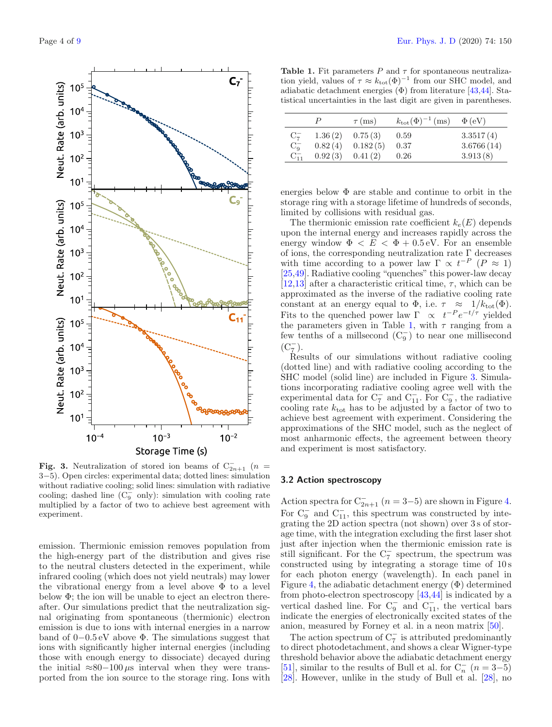$C_7^-$

Neut. Rate (arb. units)

$10^5$ $10^4$ $10^3$ $10^2$ $10^1$

$C_9^-$

Neut. Rate (arb. units)

$10^5$ $10^4$ $10^3$ $10^2$ $10^1$

$C_{11}^-$

Neut. Rate (arb. units)

$10^5$ $10^4$ $10^3$ $10^2$ $10^1$

$10^{-4}$ $10^{-3}$ $10^{-2}$

Storage Time (s)

**Fig. 3.** Neutralization of stored ion beams of $C_{2n+1}^-$ ($n$ = 3−5). Open circles: experimental data; dotted lines: simulation without radiative cooling; solid lines: simulation with radiative cooling; dashed line ($C_9^-$ only): simulation with cooling rate multiplied by a factor of two to achieve best agreement with experiment.

emission. Thermionic emission removes population from the high-energy part of the distribution and gives rise to the neutral clusters detected in the experiment, while infrared cooling (which does not yield neutrals) may lower the vibrational energy from a level above Φ to a level below Φ; the ion will be unable to eject an electron thereafter. Our simulations predict that the neutralization signal originating from spontaneous (thermionic) electron emission is due to ions with internal energies in a narrow band of 0−0.5 eV above Φ. The simulations suggest that ions with significantly higher internal energies (including those with enough energy to dissociate) decayed during the initial ≈80−100 μs interval when they were transported from the ion source to the storage ring. Ions with energies below Φ are stable and continue to orbit in the storage ring with a storage lifetime of hundreds of seconds, limited by collisions with residual gas.

**Table 1.** Fit parameters $P$ and $\tau$ for spontaneous neutralization yield, values of $\tau \approx k_{\text{tot}}(\Phi)^{-1}$ from our SHC model, and adiabatic detachment energies (Φ) from literature [43,44]. Statistical uncertainties in the last digit are given in parentheses.

| | $P$ | $\tau$ (ms) | $k_{\text{tot}}(\Phi)^{-1}$ (ms) | Φ (eV) |
|---|---|---|---|---|
| $C_7^-$ | 1.36 (2) | 0.75 (3) | 0.59 | 3.3517 (4) |
| $C_9^-$ | 0.82 (4) | 0.182 (5) | 0.37 | 3.6766 (14) |
| $C_{11}^-$ | 0.92 (3) | 0.41 (2) | 0.26 | 3.913 (8) |

The thermionic emission rate coefficient $k_e(E)$ depends upon the internal energy and increases rapidly across the energy window $\Phi < E < \Phi + 0.5$ eV. For an ensemble of ions, the corresponding neutralization rate Γ decreases with time according to a power law $\Gamma \propto t^{-P}$ ($P \approx 1$) [25,49]. Radiative cooling "quenches" this power-law decay [12,13] after a characteristic critical time, $\tau$, which can be approximated as the inverse of the radiative cooling rate constant at an energy equal to Φ, i.e. $\tau \approx 1/k_{\text{tot}}(\Phi)$. Fits to the quenched power law $\Gamma \propto t^{-P}e^{-t/\tau}$ yielded the parameters given in Table 1, with $\tau$ ranging from a few tenths of a millsecond ($C_9^-$) to near one millisecond ($C_7^-$).

Results of our simulations without radiative cooling (dotted line) and with radiative cooling according to the SHC model (solid line) are included in Figure 3. Simulations incorporating radiative cooling agree well with the experimental data for $C_7^-$ and $C_{11}^-$. For $C_9^-$, the radiative cooling rate $k_{\text{tot}}$ has to be adjusted by a factor of two to achieve best agreement with experiment. Considering the approximations of the SHC model, such as the neglect of most anharmonic effects, the agreement between theory and experiment is most satisfactory.

### 3.2 Action spectroscopy

Action spectra for $C_{2n+1}^-$ ($n$ = 3−5) are shown in Figure 4. For $C_9^-$ and $C_{11}^-$, this spectrum was constructed by integrating the 2D action spectra (not shown) over 3 s of storage time, with the integration excluding the first laser shot just after injection when the thermionic emission rate is still significant. For the $C_7^-$ spectrum, the spectrum was constructed using by integrating a storage time of 10 s for each photon energy (wavelength). In each panel in Figure 4, the adiabatic detachment energy (Φ) determined from photo-electron spectroscopy [43,44] is indicated by a vertical dashed line. For $C_9^-$ and $C_{11}^-$, the vertical bars indicate the energies of electronically excited states of the anion, measured by Forney et al. in a neon matrix [50].

The action spectrum of $C_7^-$ is attributed predominantly to direct photodetachment, and shows a clear Wigner-type threshold behavior above the adiabatic detachment energy [51], similar to the results of Bull et al. for $C_n^-$ ($n$ = 3−5) [28]. However, unlike in the study of Bull et al. [28], no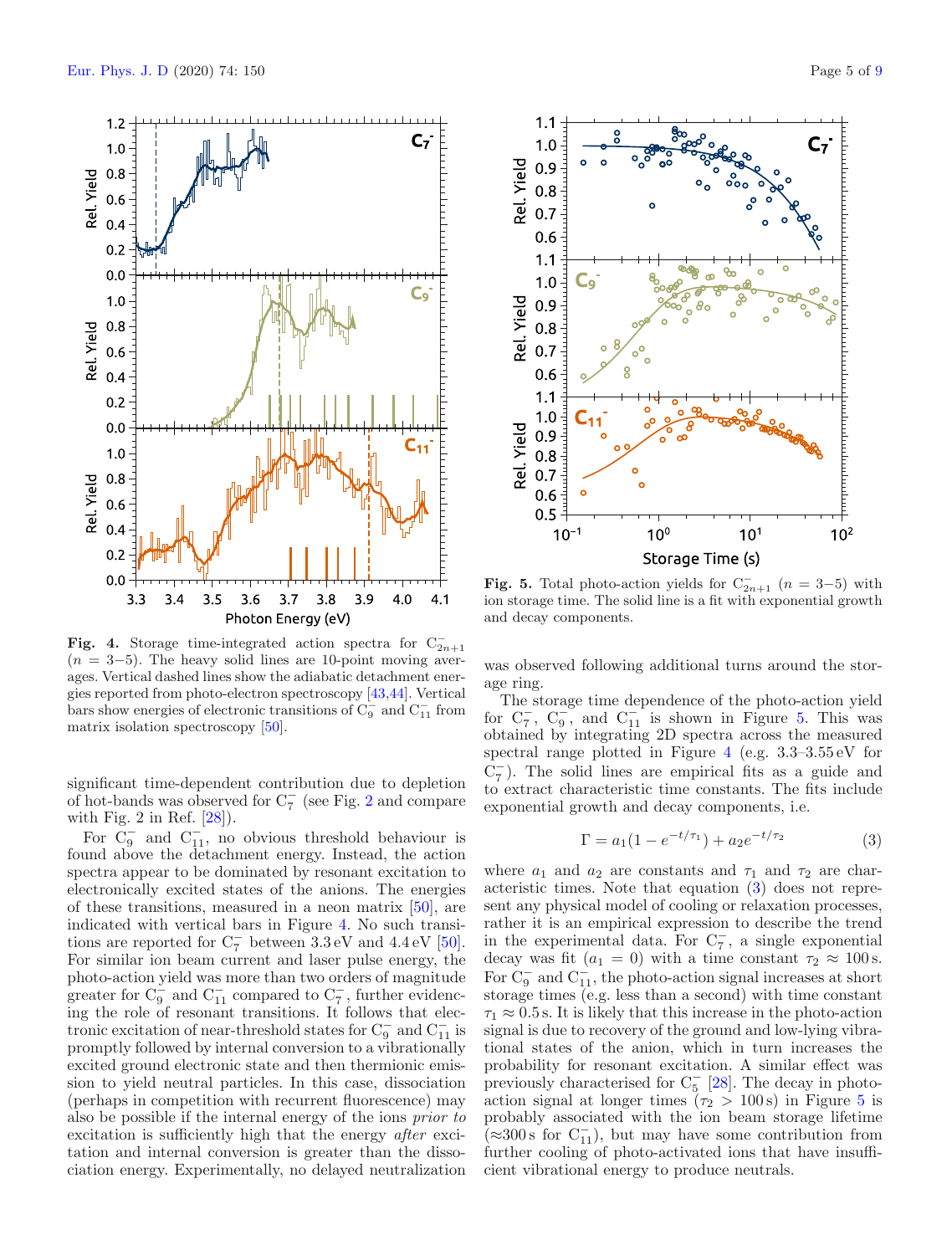C7⁻

C9⁻

C11⁻

Rel. Yield

Photon Energy (eV)

3.3 3.4 3.5 3.6 3.7 3.8 3.9 4.0 4.1

**Fig. 4.** Storage time-integrated action spectra for $C_{2n+1}^-$ ($n$ = 3–5). The heavy solid lines are 10-point moving averages. Vertical dashed lines show the adiabatic detachment energies reported from photo-electron spectroscopy [43,44]. Vertical bars show energies of electronic transitions of $C_9^-$ and $C_{11}^-$ from matrix isolation spectroscopy [50].

C7⁻

C9⁻

C11⁻

Rel. Yield

Storage Time (s)

$10^{-1}$ $10^{0}$ $10^{1}$ $10^{2}$

**Fig. 5.** Total photo-action yields for $C_{2n+1}^-$ ($n$ = 3–5) with ion storage time. The solid line is a fit with exponential growth and decay components.

significant time-dependent contribution due to depletion of hot-bands was observed for $C_7^-$ (see Fig. 2 and compare with Fig. 2 in Ref. [28]).

For $C_9^-$ and $C_{11}^-$, no obvious threshold behaviour is found above the detachment energy. Instead, the action spectra appear to be dominated by resonant excitation to electronically excited states of the anions. The energies of these transitions, measured in a neon matrix [50], are indicated with vertical bars in Figure 4. No such transitions are reported for $C_7^-$ between 3.3 eV and 4.4 eV [50]. For similar ion beam current and laser pulse energy, the photo-action yield was more than two orders of magnitude greater for $C_9^-$ and $C_{11}^-$ compared to $C_7^-$, further evidencing the role of resonant transitions. It follows that electronic excitation of near-threshold states for $C_9^-$ and $C_{11}^-$ is promptly followed by internal conversion to a vibrationally excited ground electronic state and then thermionic emission to yield neutral particles. In this case, dissociation (perhaps in competition with recurrent fluorescence) may also be possible if the internal energy of the ions *prior to* excitation is sufficiently high that the energy *after* excitation and internal conversion is greater than the dissociation energy. Experimentally, no delayed neutralization was observed following additional turns around the storage ring.

The storage time dependence of the photo-action yield for $C_7^-$, $C_9^-$, and $C_{11}^-$ is shown in Figure 5. This was obtained by integrating 2D spectra across the measured spectral range plotted in Figure 4 (e.g. 3.3–3.55 eV for $C_7^-$). The solid lines are empirical fits as a guide and to extract characteristic time constants. The fits include exponential growth and decay components, i.e.

$$\Gamma = a_1(1 - e^{-t/\tau_1}) + a_2 e^{-t/\tau_2} \quad (3)$$

where $a_1$ and $a_2$ are constants and $\tau_1$ and $\tau_2$ are characteristic times. Note that equation (3) does not represent any physical model of cooling or relaxation processes, rather it is an empirical expression to describe the trend in the experimental data. For $C_7^-$, a single exponential decay was fit ($a_1 = 0$) with a time constant $\tau_2 \approx 100$ s. For $C_9^-$ and $C_{11}^-$, the photo-action signal increases at short storage times (e.g. less than a second) with time constant $\tau_1 \approx 0.5$ s. It is likely that this increase in the photo-action signal is due to recovery of the ground and low-lying vibrational states of the anion, which in turn increases the probability for resonant excitation. A similar effect was previously characterised for $C_5^-$ [28]. The decay in photo-action signal at longer times ($\tau_2 > 100$ s) in Figure 5 is probably associated with the ion beam storage lifetime (≈300 s for $C_{11}^-$), but may have some contribution from further cooling of photo-activated ions that have insufficient vibrational energy to produce neutrals.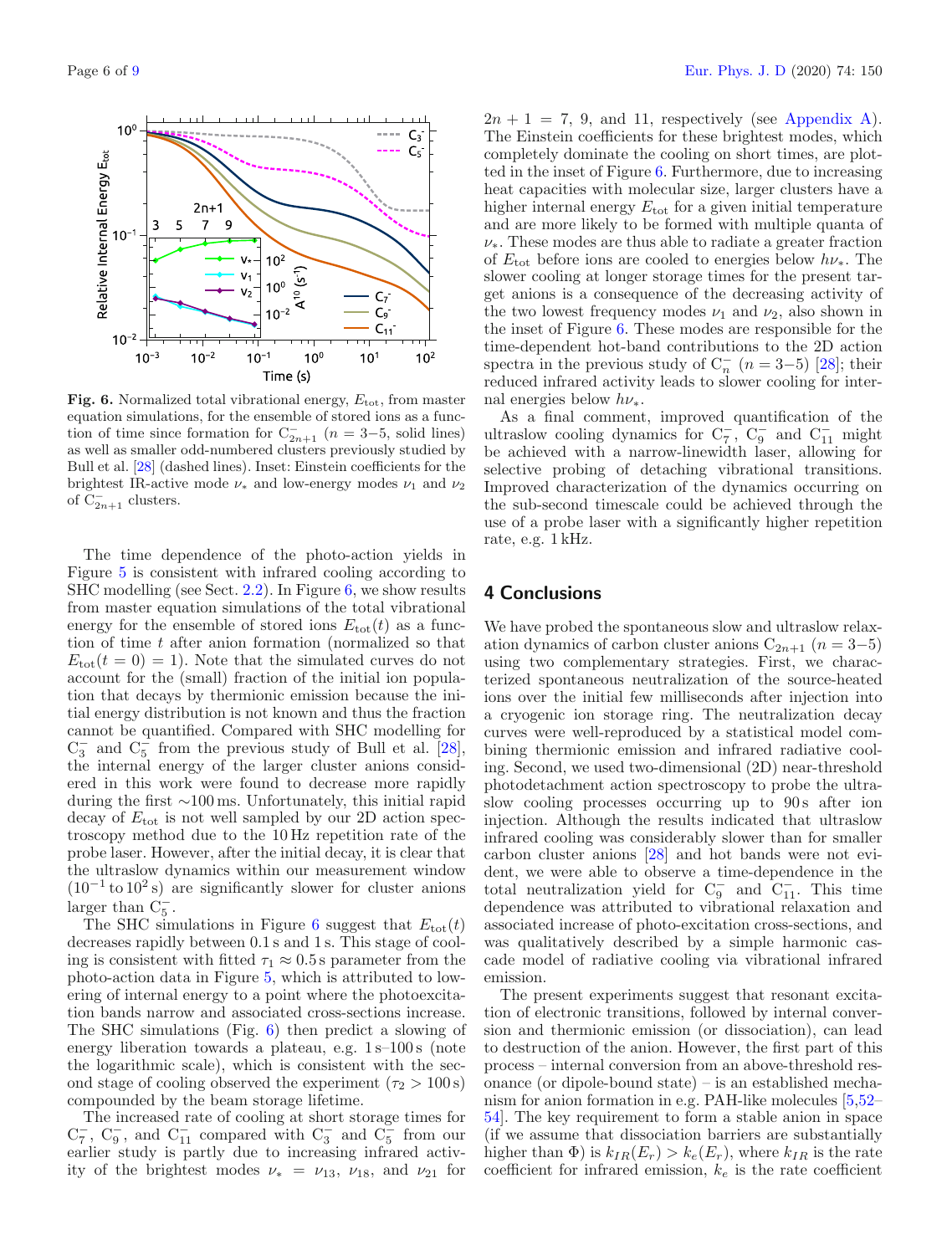**Fig. 6.** Normalized total vibrational energy, $E_{\text{tot}}$, from master equation simulations, for the ensemble of stored ions as a function of time since formation for $C_{2n+1}^-$ ($n = 3$–$5$, solid lines) as well as smaller odd-numbered clusters previously studied by Bull et al. [28] (dashed lines). Inset: Einstein coefficients for the brightest IR-active mode $\nu_*$ and low-energy modes $\nu_1$ and $\nu_2$ of $C_{2n+1}^-$ clusters.

The time dependence of the photo-action yields in Figure 5 is consistent with infrared cooling according to SHC modelling (see Sect. 2.2). In Figure 6, we show results from master equation simulations of the total vibrational energy for the ensemble of stored ions $E_{\text{tot}}(t)$ as a function of time $t$ after anion formation (normalized so that $E_{\text{tot}}(t = 0) = 1$). Note that the simulated curves do not account for the (small) fraction of the initial ion population that decays by thermionic emission because the initial energy distribution is not known and thus the fraction cannot be quantified. Compared with SHC modelling for $C_3^-$ and $C_5^-$ from the previous study of Bull et al. [28], the internal energy of the larger cluster anions considered in this work were found to decrease more rapidly during the first ∼100 ms. Unfortunately, this initial rapid decay of $E_{\text{tot}}$ is not well sampled by our 2D action spectroscopy method due to the 10 Hz repetition rate of the probe laser. However, after the initial decay, it is clear that the ultraslow dynamics within our measurement window ($10^{-1}$ to $10^2$ s) are significantly slower for cluster anions larger than $C_5^-$.

The SHC simulations in Figure 6 suggest that $E_{\text{tot}}(t)$ decreases rapidly between 0.1 s and 1 s. This stage of cooling is consistent with fitted $\tau_1 \approx 0.5$ s parameter from the photo-action data in Figure 5, which is attributed to lowering of internal energy to a point where the photoexcitation bands narrow and associated cross-sections increase. The SHC simulations (Fig. 6) then predict a slowing of energy liberation towards a plateau, e.g. 1 s–100 s (note the logarithmic scale), which is consistent with the second stage of cooling observed the experiment ($\tau_2 > 100$ s) compounded by the beam storage lifetime.

The increased rate of cooling at short storage times for $C_7^-$, $C_9^-$, and $C_{11}^-$ compared with $C_3^-$ and $C_5^-$ from our earlier study is partly due to increasing infrared activity of the brightest modes $\nu_* = \nu_{13}$, $\nu_{18}$, and $\nu_{21}$ for $2n + 1 = 7$, 9, and 11, respectively (see Appendix A). The Einstein coefficients for these brightest modes, which completely dominate the cooling on short times, are plotted in the inset of Figure 6. Furthermore, due to increasing heat capacities with molecular size, larger clusters have a higher internal energy $E_{\text{tot}}$ for a given initial temperature and are more likely to be formed with multiple quanta of $\nu_*$. These modes are thus able to radiate a greater fraction of $E_{\text{tot}}$ before ions are cooled to energies below $h\nu_*$. The slower cooling at longer storage times for the present target anions is a consequence of the decreasing activity of the two lowest frequency modes $\nu_1$ and $\nu_2$, also shown in the inset of Figure 6. These modes are responsible for the time-dependent hot-band contributions to the 2D action spectra in the previous study of $C_n^-$ ($n = 3$–$5$) [28]; their reduced infrared activity leads to slower cooling for internal energies below $h\nu_*$.

As a final comment, improved quantification of the ultraslow cooling dynamics for $C_7^-$, $C_9^-$ and $C_{11}^-$ might be achieved with a narrow-linewidth laser, allowing for selective probing of detaching vibrational transitions. Improved characterization of the dynamics occurring on the sub-second timescale could be achieved through the use of a probe laser with a significantly higher repetition rate, e.g. 1 kHz.

## 4 Conclusions

We have probed the spontaneous slow and ultraslow relaxation dynamics of carbon cluster anions $C_{2n+1}$ ($n = 3$–$5$) using two complementary strategies. First, we characterized spontaneous neutralization of the source-heated ions over the initial few milliseconds after injection into a cryogenic ion storage ring. The neutralization decay curves were well-reproduced by a statistical model combining thermionic emission and infrared radiative cooling. Second, we used two-dimensional (2D) near-threshold photodetachment action spectroscopy to probe the ultraslow cooling processes occurring up to 90 s after ion injection. Although the results indicated that ultraslow infrared cooling was considerably slower than for smaller carbon cluster anions [28] and hot bands were not evident, we were able to observe a time-dependence in the total neutralization yield for $C_9^-$ and $C_{11}^-$. This time dependence was attributed to vibrational relaxation and associated increase of photo-excitation cross-sections, and was qualitatively described by a simple harmonic cascade model of radiative cooling via vibrational infrared emission.

The present experiments suggest that resonant excitation of electronic transitions, followed by internal conversion and thermionic emission (or dissociation), can lead to destruction of the anion. However, the first part of this process – internal conversion from an above-threshold resonance (or dipole-bound state) – is an established mechanism for anion formation in e.g. PAH-like molecules [5,52–54]. The key requirement to form a stable anion in space (if we assume that dissociation barriers are substantially higher than $\Phi$) is $k_{IR}(E_r) > k_e(E_r)$, where $k_{IR}$ is the rate coefficient for infrared emission, $k_e$ is the rate coefficient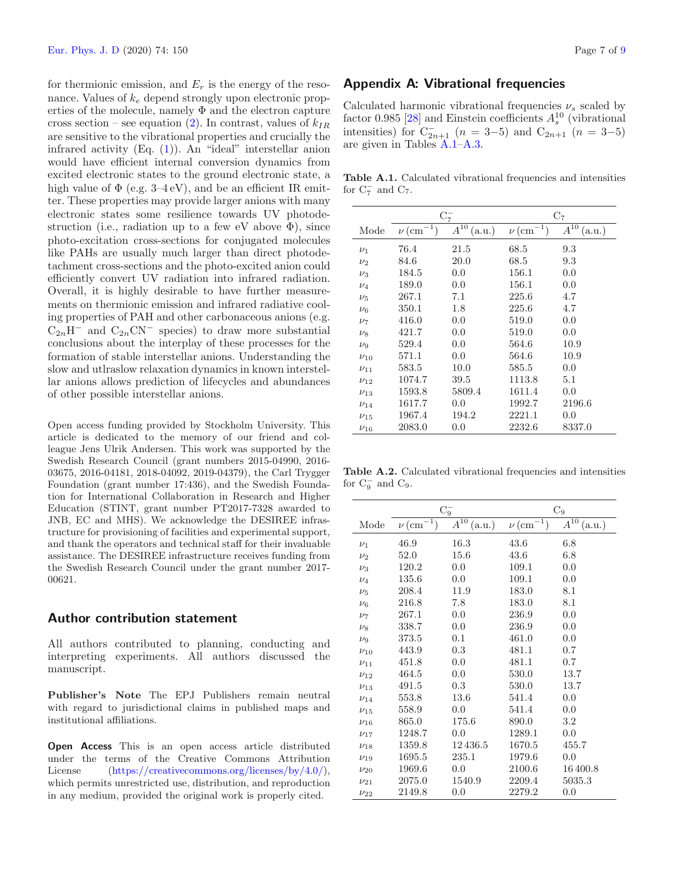for thermionic emission, and $E_r$ is the energy of the resonance. Values of $k_e$ depend strongly upon electronic properties of the molecule, namely $\Phi$ and the electron capture cross section – see equation (2). In contrast, values of $k_{IR}$ are sensitive to the vibrational properties and crucially the infrared activity (Eq. (1)). An "ideal" interstellar anion would have efficient internal conversion dynamics from excited electronic states to the ground electronic state, a high value of $\Phi$ (e.g. 3–4 eV), and be an efficient IR emitter. These properties may provide larger anions with many electronic states some resilience towards UV photodestruction (i.e., radiation up to a few eV above $\Phi$), since photo-excitation cross-sections for conjugated molecules like PAHs are usually much larger than direct photodetachment cross-sections and the photo-excited anion could efficiently convert UV radiation into infrared radiation. Overall, it is highly desirable to have further measurements on thermionic emission and infrared radiative cooling properties of PAH and other carbonaceous anions (e.g. $C_{2n}H^-$ and $C_{2n}CN^-$ species) to draw more substantial conclusions about the interplay of these processes for the formation of stable interstellar anions. Understanding the slow and utlraslow relaxation dynamics in known interstellar anions allows prediction of lifecycles and abundances of other possible interstellar anions.

Open access funding provided by Stockholm University. This article is dedicated to the memory of our friend and colleague Jens Ulrik Andersen. This work was supported by the Swedish Research Council (grant numbers 2015-04990, 2016-03675, 2016-04181, 2018-04092, 2019-04379), the Carl Trygger Foundation (grant number 17:436), and the Swedish Foundation for International Collaboration in Research and Higher Education (STINT, grant number PT2017-7328 awarded to JNB, EC and MHS). We acknowledge the DESIREE infrastructure for provisioning of facilities and experimental support, and thank the operators and technical staff for their invaluable assistance. The DESIREE infrastructure receives funding from the Swedish Research Council under the grant number 2017-00621.

## Author contribution statement

All authors contributed to planning, conducting and interpreting experiments. All authors discussed the manuscript.

**Publisher's Note** The EPJ Publishers remain neutral with regard to jurisdictional claims in published maps and institutional affiliations.

**Open Access** This is an open access article distributed under the terms of the Creative Commons Attribution License (https://creativecommons.org/licenses/by/4.0/), which permits unrestricted use, distribution, and reproduction in any medium, provided the original work is properly cited.

## Appendix A: Vibrational frequencies

Calculated harmonic vibrational frequencies $\nu_s$ scaled by factor 0.985 [28] and Einstein coefficients $A_s^{10}$ (vibrational intensities) for $C_{2n+1}^-$ ($n$ = 3–5) and $C_{2n+1}$ ($n$ = 3–5) are given in Tables A.1–A.3.

**Table A.1.** Calculated vibrational frequencies and intensities for $C_7^-$ and $C_7$.

| | $C_7^-$ | | $C_7$ | |
|---|---|---|---|---|
| Mode | $\nu$ (cm$^{-1}$) | $A^{10}$ (a.u.) | $\nu$ (cm$^{-1}$) | $A^{10}$ (a.u.) |
| $\nu_1$ | 76.4 | 21.5 | 68.5 | 9.3 |
| $\nu_2$ | 84.6 | 20.0 | 68.5 | 9.3 |
| $\nu_3$ | 184.5 | 0.0 | 156.1 | 0.0 |
| $\nu_4$ | 189.0 | 0.0 | 156.1 | 0.0 |
| $\nu_5$ | 267.1 | 7.1 | 225.6 | 4.7 |
| $\nu_6$ | 350.1 | 1.8 | 225.6 | 4.7 |
| $\nu_7$ | 416.0 | 0.0 | 519.0 | 0.0 |
| $\nu_8$ | 421.7 | 0.0 | 519.0 | 0.0 |
| $\nu_9$ | 529.4 | 0.0 | 564.6 | 10.9 |
| $\nu_{10}$ | 571.1 | 0.0 | 564.6 | 10.9 |
| $\nu_{11}$ | 583.5 | 10.0 | 585.5 | 0.0 |
| $\nu_{12}$ | 1074.7 | 39.5 | 1113.8 | 5.1 |
| $\nu_{13}$ | 1593.8 | 5809.4 | 1611.4 | 0.0 |
| $\nu_{14}$ | 1617.7 | 0.0 | 1992.7 | 2196.6 |
| $\nu_{15}$ | 1967.4 | 194.2 | 2221.1 | 0.0 |
| $\nu_{16}$ | 2083.0 | 0.0 | 2232.6 | 8337.0 |

**Table A.2.** Calculated vibrational frequencies and intensities for $C_9^-$ and $C_9$.

| | $C_9^-$ | | $C_9$ | |
|---|---|---|---|---|
| Mode | $\nu$ (cm$^{-1}$) | $A^{10}$ (a.u.) | $\nu$ (cm$^{-1}$) | $A^{10}$ (a.u.) |
| $\nu_1$ | 46.9 | 16.3 | 43.6 | 6.8 |
| $\nu_2$ | 52.0 | 15.6 | 43.6 | 6.8 |
| $\nu_3$ | 120.2 | 0.0 | 109.1 | 0.0 |
| $\nu_4$ | 135.6 | 0.0 | 109.1 | 0.0 |
| $\nu_5$ | 208.4 | 11.9 | 183.0 | 8.1 |
| $\nu_6$ | 216.8 | 7.8 | 183.0 | 8.1 |
| $\nu_7$ | 267.1 | 0.0 | 236.9 | 0.0 |
| $\nu_8$ | 338.7 | 0.0 | 236.9 | 0.0 |
| $\nu_9$ | 373.5 | 0.1 | 461.0 | 0.0 |
| $\nu_{10}$ | 443.9 | 0.3 | 481.1 | 0.7 |
| $\nu_{11}$ | 451.8 | 0.0 | 481.1 | 0.7 |
| $\nu_{12}$ | 464.5 | 0.0 | 530.0 | 13.7 |
| $\nu_{13}$ | 491.5 | 0.3 | 530.0 | 13.7 |
| $\nu_{14}$ | 553.8 | 13.6 | 541.4 | 0.0 |
| $\nu_{15}$ | 558.9 | 0.0 | 541.4 | 0.0 |
| $\nu_{16}$ | 865.0 | 175.6 | 890.0 | 3.2 |
| $\nu_{17}$ | 1248.7 | 0.0 | 1289.1 | 0.0 |
| $\nu_{18}$ | 1359.8 | 12 436.5 | 1670.5 | 455.7 |
| $\nu_{19}$ | 1695.5 | 235.1 | 1979.6 | 0.0 |
| $\nu_{20}$ | 1969.6 | 0.0 | 2100.6 | 16 400.8 |
| $\nu_{21}$ | 2075.0 | 1540.9 | 2209.4 | 5035.3 |
| $\nu_{22}$ | 2149.8 | 0.0 | 2279.2 | 0.0 |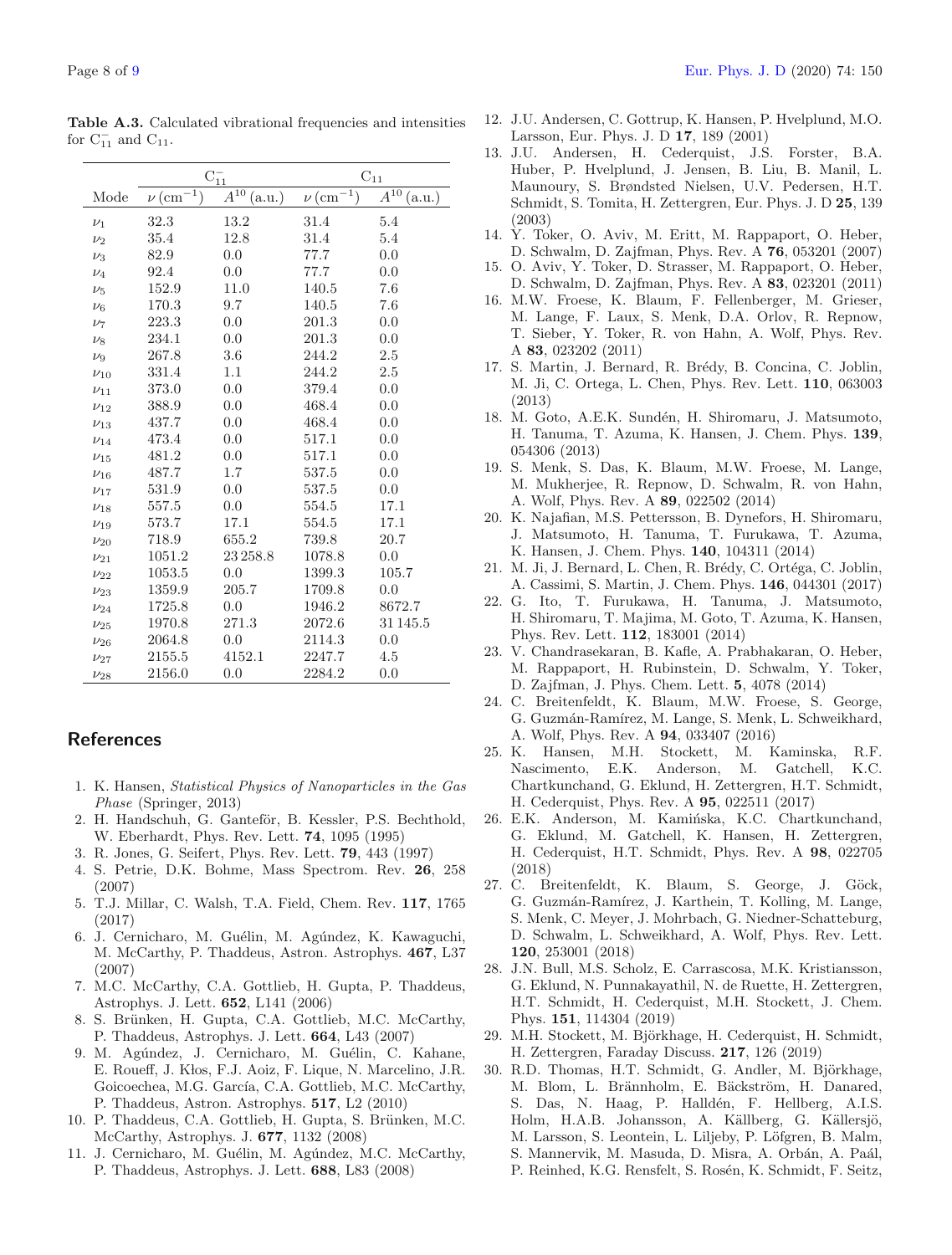**Table A.3.** Calculated vibrational frequencies and intensities for $C_{11}^-$ and $C_{11}$.

| | $C_{11}^-$ | | $C_{11}$ | |
|---|---|---|---|---|
| Mode | $\nu$ (cm$^{-1}$) | $A^{10}$ (a.u.) | $\nu$ (cm$^{-1}$) | $A^{10}$ (a.u.) |
| $\nu_1$ | 32.3 | 13.2 | 31.4 | 5.4 |
| $\nu_2$ | 35.4 | 12.8 | 31.4 | 5.4 |
| $\nu_3$ | 82.9 | 0.0 | 77.7 | 0.0 |
| $\nu_4$ | 92.4 | 0.0 | 77.7 | 0.0 |
| $\nu_5$ | 152.9 | 11.0 | 140.5 | 7.6 |
| $\nu_6$ | 170.3 | 9.7 | 140.5 | 7.6 |
| $\nu_7$ | 223.3 | 0.0 | 201.3 | 0.0 |
| $\nu_8$ | 234.1 | 0.0 | 201.3 | 0.0 |
| $\nu_9$ | 267.8 | 3.6 | 244.2 | 2.5 |
| $\nu_{10}$ | 331.4 | 1.1 | 244.2 | 2.5 |
| $\nu_{11}$ | 373.0 | 0.0 | 379.4 | 0.0 |
| $\nu_{12}$ | 388.9 | 0.0 | 468.4 | 0.0 |
| $\nu_{13}$ | 437.7 | 0.0 | 468.4 | 0.0 |
| $\nu_{14}$ | 473.4 | 0.0 | 517.1 | 0.0 |
| $\nu_{15}$ | 481.2 | 0.0 | 517.1 | 0.0 |
| $\nu_{16}$ | 487.7 | 1.7 | 537.5 | 0.0 |
| $\nu_{17}$ | 531.9 | 0.0 | 537.5 | 0.0 |
| $\nu_{18}$ | 557.5 | 0.0 | 554.5 | 17.1 |
| $\nu_{19}$ | 573.7 | 17.1 | 554.5 | 17.1 |
| $\nu_{20}$ | 718.9 | 655.2 | 739.8 | 20.7 |
| $\nu_{21}$ | 1051.2 | 23 258.8 | 1078.8 | 0.0 |
| $\nu_{22}$ | 1053.5 | 0.0 | 1399.3 | 105.7 |
| $\nu_{23}$ | 1359.9 | 205.7 | 1709.8 | 0.0 |
| $\nu_{24}$ | 1725.8 | 0.0 | 1946.2 | 8672.7 |
| $\nu_{25}$ | 1970.8 | 271.3 | 2072.6 | 31 145.5 |
| $\nu_{26}$ | 2064.8 | 0.0 | 2114.3 | 0.0 |
| $\nu_{27}$ | 2155.5 | 4152.1 | 2247.7 | 4.5 |
| $\nu_{28}$ | 2156.0 | 0.0 | 2284.2 | 0.0 |

## References

1. K. Hansen, *Statistical Physics of Nanoparticles in the Gas Phase* (Springer, 2013)
2. H. Handschuh, G. Ganteför, B. Kessler, P.S. Bechthold, W. Eberhardt, Phys. Rev. Lett. **74**, 1095 (1995)
3. R. Jones, G. Seifert, Phys. Rev. Lett. **79**, 443 (1997)
4. S. Petrie, D.K. Bohme, Mass Spectrom. Rev. **26**, 258 (2007)
5. T.J. Millar, C. Walsh, T.A. Field, Chem. Rev. **117**, 1765 (2017)
6. J. Cernicharo, M. Guélin, M. Agúndez, K. Kawaguchi, M. McCarthy, P. Thaddeus, Astron. Astrophys. **467**, L37 (2007)
7. M.C. McCarthy, C.A. Gottlieb, H. Gupta, P. Thaddeus, Astrophys. J. Lett. **652**, L141 (2006)
8. S. Brünken, H. Gupta, C.A. Gottlieb, M.C. McCarthy, P. Thaddeus, Astrophys. J. Lett. **664**, L43 (2007)
9. M. Agúndez, J. Cernicharo, M. Guélin, C. Kahane, E. Roueff, J. Kłos, F.J. Aoiz, F. Lique, N. Marcelino, J.R. Goicoechea, M.G. García, C.A. Gottlieb, M.C. McCarthy, P. Thaddeus, Astron. Astrophys. **517**, L2 (2010)
10. P. Thaddeus, C.A. Gottlieb, H. Gupta, S. Brünken, M.C. McCarthy, Astrophys. J. **677**, 1132 (2008)
11. J. Cernicharo, M. Guélin, M. Agúndez, M.C. McCarthy, P. Thaddeus, Astrophys. J. Lett. **688**, L83 (2008)
12. J.U. Andersen, C. Gottrup, K. Hansen, P. Hvelplund, M.O. Larsson, Eur. Phys. J. D **17**, 189 (2001)
13. J.U. Andersen, H. Cederquist, J.S. Forster, B.A. Huber, P. Hvelplund, J. Jensen, B. Liu, B. Manil, L. Maunoury, S. Brøndsted Nielsen, U.V. Pedersen, H.T. Schmidt, S. Tomita, H. Zettergren, Eur. Phys. J. D **25**, 139 (2003)
14. Y. Toker, O. Aviv, M. Eritt, M. Rappaport, O. Heber, D. Schwalm, D. Zajfman, Phys. Rev. A **76**, 053201 (2007)
15. O. Aviv, Y. Toker, D. Strasser, M. Rappaport, O. Heber, D. Schwalm, D. Zajfman, Phys. Rev. A **83**, 023201 (2011)
16. M.W. Froese, K. Blaum, F. Fellenberger, M. Grieser, M. Lange, F. Laux, S. Menk, D.A. Orlov, R. Repnow, T. Sieber, Y. Toker, R. von Hahn, A. Wolf, Phys. Rev. A **83**, 023202 (2011)
17. S. Martin, J. Bernard, R. Brédy, B. Concina, C. Joblin, M. Ji, C. Ortega, L. Chen, Phys. Rev. Lett. **110**, 063003 (2013)
18. M. Goto, A.E.K. Sundén, H. Shiromaru, J. Matsumoto, H. Tanuma, T. Azuma, K. Hansen, J. Chem. Phys. **139**, 054306 (2013)
19. S. Menk, S. Das, K. Blaum, M.W. Froese, M. Lange, M. Mukherjee, R. Repnow, D. Schwalm, R. von Hahn, A. Wolf, Phys. Rev. A **89**, 022502 (2014)
20. K. Najafian, M.S. Pettersson, B. Dynefors, H. Shiromaru, J. Matsumoto, H. Tanuma, T. Furukawa, T. Azuma, K. Hansen, J. Chem. Phys. **140**, 104311 (2014)
21. M. Ji, J. Bernard, L. Chen, R. Brédy, C. Ortéga, C. Joblin, A. Cassimi, S. Martin, J. Chem. Phys. **146**, 044301 (2017)
22. G. Ito, T. Furukawa, H. Tanuma, J. Matsumoto, H. Shiromaru, T. Majima, M. Goto, T. Azuma, K. Hansen, Phys. Rev. Lett. **112**, 183001 (2014)
23. V. Chandrasekaran, B. Kafle, A. Prabhakaran, O. Heber, M. Rappaport, H. Rubinstein, D. Schwalm, Y. Toker, D. Zajfman, J. Phys. Chem. Lett. **5**, 4078 (2014)
24. C. Breitenfeldt, K. Blaum, M.W. Froese, S. George, G. Guzmán-Ramírez, M. Lange, S. Menk, L. Schweikhard, A. Wolf, Phys. Rev. A **94**, 033407 (2016)
25. K. Hansen, M.H. Stockett, M. Kaminska, R.F. Nascimento, E.K. Anderson, M. Gatchell, K.C. Chartkunchand, G. Eklund, H. Zettergren, H.T. Schmidt, H. Cederquist, Phys. Rev. A **95**, 022511 (2017)
26. E.K. Anderson, M. Kamińska, K.C. Chartkunchand, G. Eklund, M. Gatchell, K. Hansen, H. Zettergren, H. Cederquist, H.T. Schmidt, Phys. Rev. A **98**, 022705 (2018)
27. C. Breitenfeldt, K. Blaum, S. George, J. Göck, G. Guzmán-Ramírez, J. Karthein, T. Kolling, M. Lange, S. Menk, C. Meyer, J. Mohrbach, G. Niedner-Schatteburg, D. Schwalm, L. Schweikhard, A. Wolf, Phys. Rev. Lett. **120**, 253001 (2018)
28. J.N. Bull, M.S. Scholz, E. Carrascosa, M.K. Kristiansson, G. Eklund, N. Punnakayathil, N. de Ruette, H. Zettergren, H.T. Schmidt, H. Cederquist, M.H. Stockett, J. Chem. Phys. **151**, 114304 (2019)
29. M.H. Stockett, M. Björkhage, H. Cederquist, H. Schmidt, H. Zettergren, Faraday Discuss. **217**, 126 (2019)
30. R.D. Thomas, H.T. Schmidt, G. Andler, M. Björkhage, M. Blom, L. Brännholm, E. Bäckström, H. Danared, S. Das, N. Haag, P. Halldén, F. Hellberg, A.I.S. Holm, H.A.B. Johansson, A. Källberg, G. Källersjö, M. Larsson, S. Leontein, L. Liljeby, P. Löfgren, B. Malm, S. Mannervik, M. Masuda, D. Misra, A. Orbán, A. Paál, P. Reinhed, K.G. Rensfelt, S. Rosén, K. Schmidt, F. Seitz,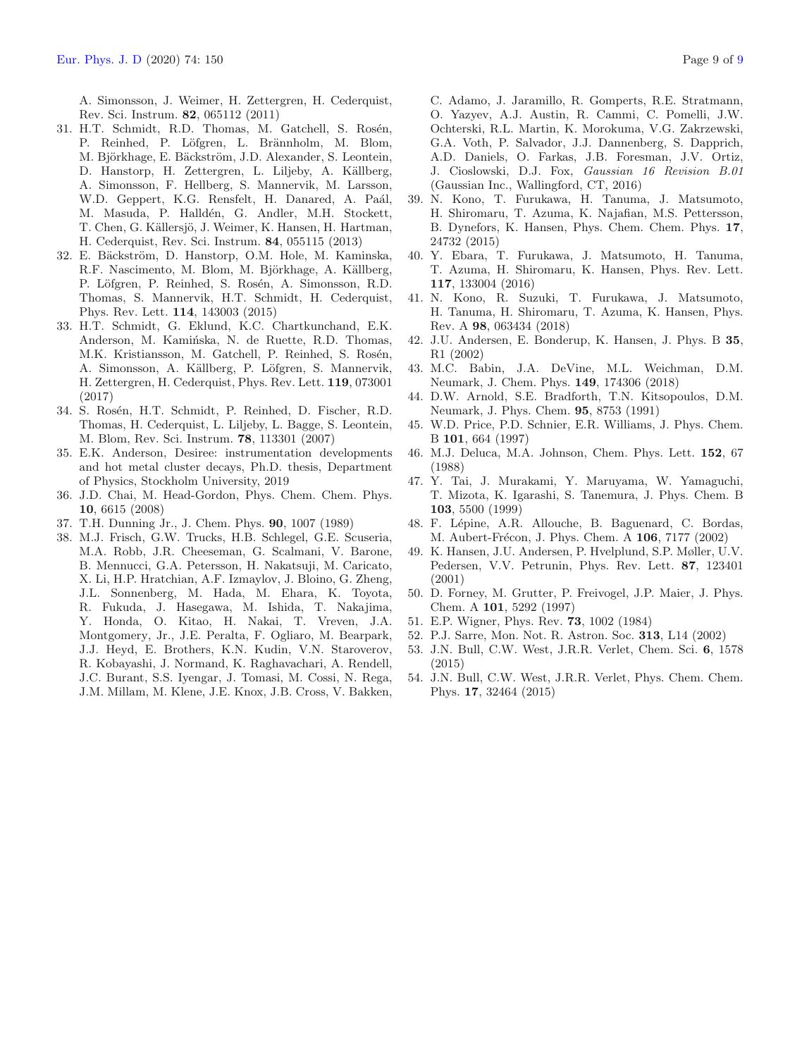A. Simonsson, J. Weimer, H. Zettergren, H. Cederquist, Rev. Sci. Instrum. **82**, 065112 (2011)

31. H.T. Schmidt, R.D. Thomas, M. Gatchell, S. Rosén, P. Reinhed, P. Löfgren, L. Brännholm, M. Blom, M. Björkhage, E. Bäckström, J.D. Alexander, S. Leontein, D. Hanstorp, H. Zettergren, L. Liljeby, A. Källberg, A. Simonsson, F. Hellberg, S. Mannervik, M. Larsson, W.D. Geppert, K.G. Rensfelt, H. Danared, A. Paál, M. Masuda, P. Halldén, G. Andler, M.H. Stockett, T. Chen, G. Källersjö, J. Weimer, K. Hansen, H. Hartman, H. Cederquist, Rev. Sci. Instrum. **84**, 055115 (2013)
32. E. Bäckström, D. Hanstorp, O.M. Hole, M. Kaminska, R.F. Nascimento, M. Blom, M. Björkhage, A. Källberg, P. Löfgren, P. Reinhed, S. Rosén, A. Simonsson, R.D. Thomas, S. Mannervik, H.T. Schmidt, H. Cederquist, Phys. Rev. Lett. **114**, 143003 (2015)
33. H.T. Schmidt, G. Eklund, K.C. Chartkunchand, E.K. Anderson, M. Kamińska, N. de Ruette, R.D. Thomas, M.K. Kristiansson, M. Gatchell, P. Reinhed, S. Rosén, A. Simonsson, A. Källberg, P. Löfgren, S. Mannervik, H. Zettergren, H. Cederquist, Phys. Rev. Lett. **119**, 073001 (2017)
34. S. Rosén, H.T. Schmidt, P. Reinhed, D. Fischer, R.D. Thomas, H. Cederquist, L. Liljeby, L. Bagge, S. Leontein, M. Blom, Rev. Sci. Instrum. **78**, 113301 (2007)
35. E.K. Anderson, Desiree: instrumentation developments and hot metal cluster decays, Ph.D. thesis, Department of Physics, Stockholm University, 2019
36. J.D. Chai, M. Head-Gordon, Phys. Chem. Chem. Phys. **10**, 6615 (2008)
37. T.H. Dunning Jr., J. Chem. Phys. **90**, 1007 (1989)
38. M.J. Frisch, G.W. Trucks, H.B. Schlegel, G.E. Scuseria, M.A. Robb, J.R. Cheeseman, G. Scalmani, V. Barone, B. Mennucci, G.A. Petersson, H. Nakatsuji, M. Caricato, X. Li, H.P. Hratchian, A.F. Izmaylov, J. Bloino, G. Zheng, J.L. Sonnenberg, M. Hada, M. Ehara, K. Toyota, R. Fukuda, J. Hasegawa, M. Ishida, T. Nakajima, Y. Honda, O. Kitao, H. Nakai, T. Vreven, J.A. Montgomery, Jr., J.E. Peralta, F. Ogliaro, M. Bearpark, J.J. Heyd, E. Brothers, K.N. Kudin, V.N. Staroverov, R. Kobayashi, J. Normand, K. Raghavachari, A. Rendell, J.C. Burant, S.S. Iyengar, J. Tomasi, M. Cossi, N. Rega, J.M. Millam, M. Klene, J.E. Knox, J.B. Cross, V. Bakken, C. Adamo, J. Jaramillo, R. Gomperts, R.E. Stratmann, O. Yazyev, A.J. Austin, R. Cammi, C. Pomelli, J.W. Ochterski, R.L. Martin, K. Morokuma, V.G. Zakrzewski, G.A. Voth, P. Salvador, J.J. Dannenberg, S. Dapprich, A.D. Daniels, O. Farkas, J.B. Foresman, J.V. Ortiz, J. Cioslowski, D.J. Fox, *Gaussian 16 Revision B.01* (Gaussian Inc., Wallingford, CT, 2016)
39. N. Kono, T. Furukawa, H. Tanuma, J. Matsumoto, H. Shiromaru, T. Azuma, K. Najafian, M.S. Pettersson, B. Dynefors, K. Hansen, Phys. Chem. Chem. Phys. **17**, 24732 (2015)
40. Y. Ebara, T. Furukawa, J. Matsumoto, H. Tanuma, T. Azuma, H. Shiromaru, K. Hansen, Phys. Rev. Lett. **117**, 133004 (2016)
41. N. Kono, R. Suzuki, T. Furukawa, J. Matsumoto, H. Tanuma, H. Shiromaru, T. Azuma, K. Hansen, Phys. Rev. A **98**, 063434 (2018)
42. J.U. Andersen, E. Bonderup, K. Hansen, J. Phys. B **35**, R1 (2002)
43. M.C. Babin, J.A. DeVine, M.L. Weichman, D.M. Neumark, J. Chem. Phys. **149**, 174306 (2018)
44. D.W. Arnold, S.E. Bradforth, T.N. Kitsopoulos, D.M. Neumark, J. Phys. Chem. **95**, 8753 (1991)
45. W.D. Price, P.D. Schnier, E.R. Williams, J. Phys. Chem. B **101**, 664 (1997)
46. M.J. Deluca, M.A. Johnson, Chem. Phys. Lett. **152**, 67 (1988)
47. Y. Tai, J. Murakami, Y. Maruyama, W. Yamaguchi, T. Mizota, K. Igarashi, S. Tanemura, J. Phys. Chem. B **103**, 5500 (1999)
48. F. Lépine, A.R. Allouche, B. Baguenard, C. Bordas, M. Aubert-Frécon, J. Phys. Chem. A **106**, 7177 (2002)
49. K. Hansen, J.U. Andersen, P. Hvelplund, S.P. Møller, U.V. Pedersen, V.V. Petrunin, Phys. Rev. Lett. **87**, 123401 (2001)
50. D. Forney, M. Grutter, P. Freivogel, J.P. Maier, J. Phys. Chem. A **101**, 5292 (1997)
51. E.P. Wigner, Phys. Rev. **73**, 1002 (1984)
52. P.J. Sarre, Mon. Not. R. Astron. Soc. **313**, L14 (2002)
53. J.N. Bull, C.W. West, J.R.R. Verlet, Chem. Sci. **6**, 1578 (2015)
54. J.N. Bull, C.W. West, J.R.R. Verlet, Phys. Chem. Chem. Phys. **17**, 32464 (2015)